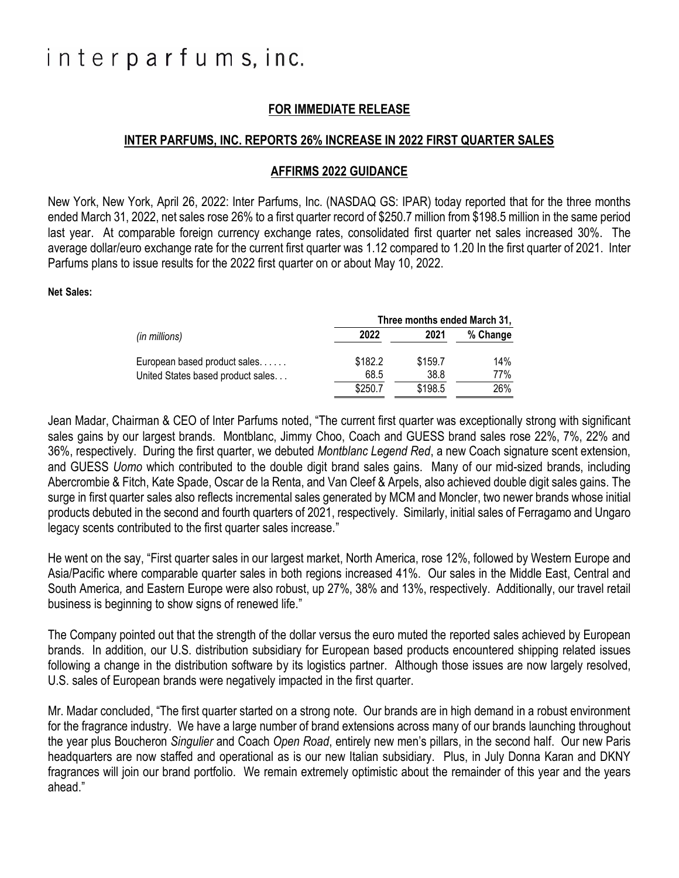# interparfums, inc.

**FOR IMMEDIATE RELEASE**

**INTER PARFUMS, INC. REPORTS 26% INCREASE IN 2022 FIRST QUARTER SALES**

**AFFIRMS 2022 GUIDANCE**

New York, New York, April 26, 2022: Inter Parfums, Inc. (NASDAQ GS: IPAR) today reported that for the three months ended March 31, 2022, net sales rose 26% to a first quarter record of $250.7 million from $198.5 million in the same period last year. At comparable foreign currency exchange rates, consolidated first quarter net sales increased 30%. The average dollar/euro exchange rate for the current first quarter was 1.12 compared to 1.20 In the first quarter of 2021. Inter Parfums plans to issue results for the 2022 first quarter on or about May 10, 2022.

**Net Sales:**

| | Three months ended March 31, | | |
|---|---|---|---|
| *(in millions)* | 2022 | 2021 | % Change |
| European based product sales...... | $182.2 | $159.7 | 14% |
| United States based product sales... | 68.5 | 38.8 | 77% |
| | $250.7 | $198.5 | 26% |

Jean Madar, Chairman & CEO of Inter Parfums noted, "The current first quarter was exceptionally strong with significant sales gains by our largest brands. Montblanc, Jimmy Choo, Coach and GUESS brand sales rose 22%, 7%, 22% and 36%, respectively. During the first quarter, we debuted *Montblanc Legend Red*, a new Coach signature scent extension, and GUESS *Uomo* which contributed to the double digit brand sales gains. Many of our mid-sized brands, including Abercrombie & Fitch, Kate Spade, Oscar de la Renta, and Van Cleef & Arpels, also achieved double digit sales gains. The surge in first quarter sales also reflects incremental sales generated by MCM and Moncler, two newer brands whose initial products debuted in the second and fourth quarters of 2021, respectively. Similarly, initial sales of Ferragamo and Ungaro legacy scents contributed to the first quarter sales increase."

He went on the say, "First quarter sales in our largest market, North America, rose 12%, followed by Western Europe and Asia/Pacific where comparable quarter sales in both regions increased 41%. Our sales in the Middle East, Central and South America, and Eastern Europe were also robust, up 27%, 38% and 13%, respectively. Additionally, our travel retail business is beginning to show signs of renewed life."

The Company pointed out that the strength of the dollar versus the euro muted the reported sales achieved by European brands. In addition, our U.S. distribution subsidiary for European based products encountered shipping related issues following a change in the distribution software by its logistics partner. Although those issues are now largely resolved, U.S. sales of European brands were negatively impacted in the first quarter.

Mr. Madar concluded, "The first quarter started on a strong note. Our brands are in high demand in a robust environment for the fragrance industry. We have a large number of brand extensions across many of our brands launching throughout the year plus Boucheron *Singulier* and Coach *Open Road*, entirely new men's pillars, in the second half. Our new Paris headquarters are now staffed and operational as is our new Italian subsidiary. Plus, in July Donna Karan and DKNY fragrances will join our brand portfolio. We remain extremely optimistic about the remainder of this year and the years ahead."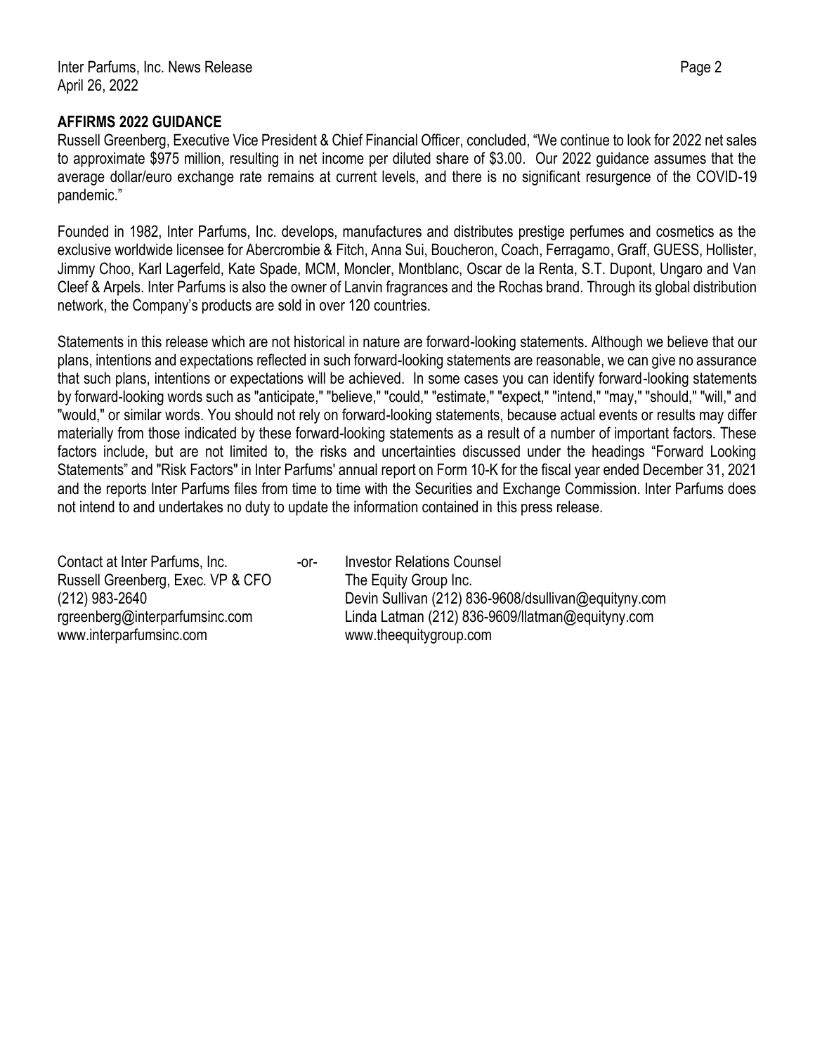## AFFIRMS 2022 GUIDANCE

Russell Greenberg, Executive Vice President & Chief Financial Officer, concluded, "We continue to look for 2022 net sales to approximate $975 million, resulting in net income per diluted share of $3.00. Our 2022 guidance assumes that the average dollar/euro exchange rate remains at current levels, and there is no significant resurgence of the COVID-19 pandemic."

Founded in 1982, Inter Parfums, Inc. develops, manufactures and distributes prestige perfumes and cosmetics as the exclusive worldwide licensee for Abercrombie & Fitch, Anna Sui, Boucheron, Coach, Ferragamo, Graff, GUESS, Hollister, Jimmy Choo, Karl Lagerfeld, Kate Spade, MCM, Moncler, Montblanc, Oscar de la Renta, S.T. Dupont, Ungaro and Van Cleef & Arpels. Inter Parfums is also the owner of Lanvin fragrances and the Rochas brand. Through its global distribution network, the Company's products are sold in over 120 countries.

Statements in this release which are not historical in nature are forward-looking statements. Although we believe that our plans, intentions and expectations reflected in such forward-looking statements are reasonable, we can give no assurance that such plans, intentions or expectations will be achieved. In some cases you can identify forward-looking statements by forward-looking words such as "anticipate," "believe," "could," "estimate," "expect," "intend," "may," "should," "will," and "would," or similar words. You should not rely on forward-looking statements, because actual events or results may differ materially from those indicated by these forward-looking statements as a result of a number of important factors. These factors include, but are not limited to, the risks and uncertainties discussed under the headings "Forward Looking Statements" and "Risk Factors" in Inter Parfums' annual report on Form 10-K for the fiscal year ended December 31, 2021 and the reports Inter Parfums files from time to time with the Securities and Exchange Commission. Inter Parfums does not intend to and undertakes no duty to update the information contained in this press release.

| | | |
|---|---|---|
| Contact at Inter Parfums, Inc. | -or- | Investor Relations Counsel |
| Russell Greenberg, Exec. VP & CFO | | The Equity Group Inc. |
| (212) 983-2640 | | Devin Sullivan (212) 836-9608/dsullivan@equityny.com |
| rgreenberg@interparfumsinc.com | | Linda Latman (212) 836-9609/llatman@equityny.com |
| www.interparfumsinc.com | | www.theequitygroup.com |